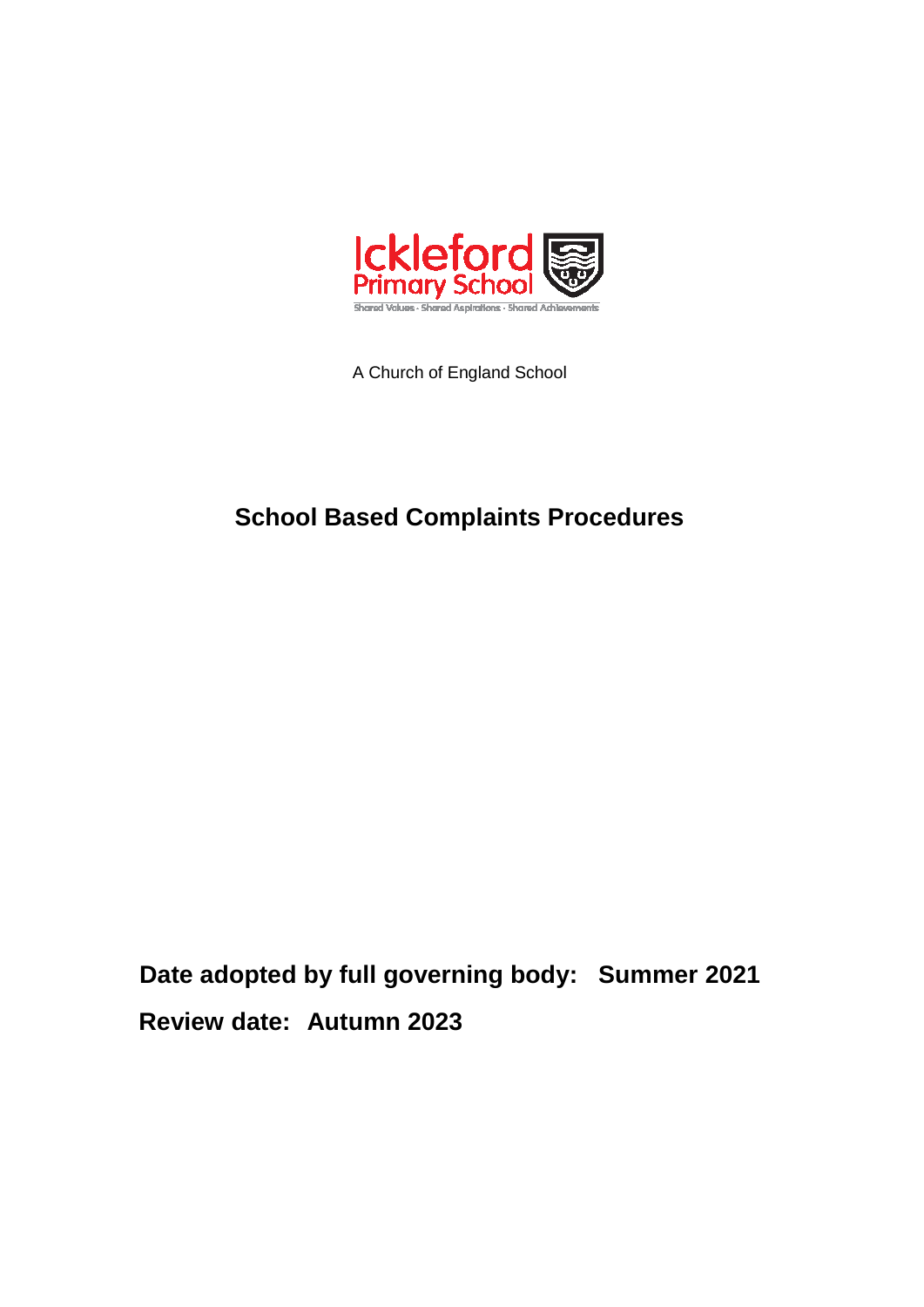Ickleford Primary School

Shared Values · Shared Aspirations · Shared Achievements

A Church of England School

# School Based Complaints Procedures

**Date adopted by full governing body: Summer 2021**

**Review date: Autumn 2023**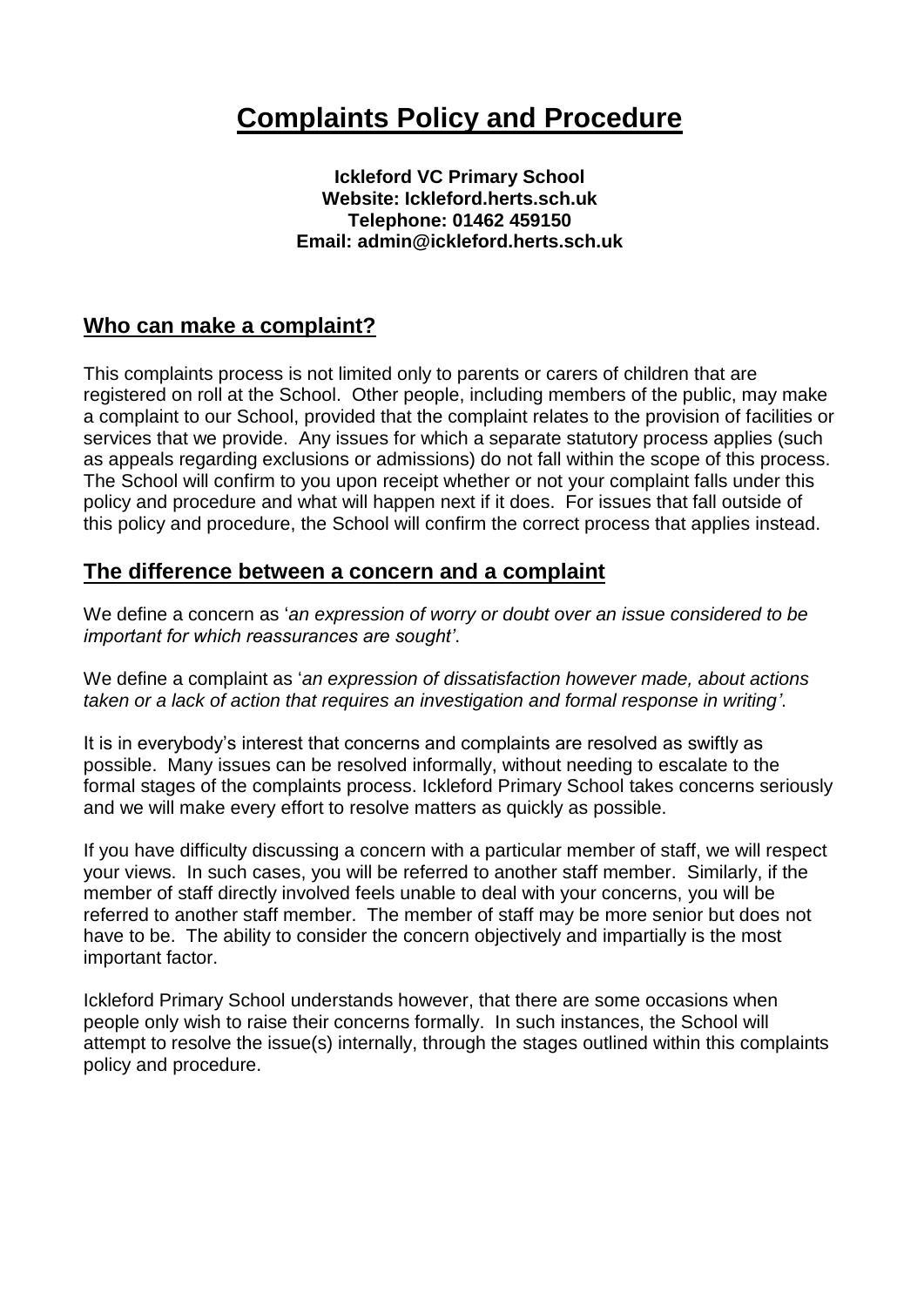# Complaints Policy and Procedure

**Ickleford VC Primary School**
**Website: Ickleford.herts.sch.uk**
**Telephone: 01462 459150**
**Email: admin@ickleford.herts.sch.uk**

## Who can make a complaint?

This complaints process is not limited only to parents or carers of children that are registered on roll at the School. Other people, including members of the public, may make a complaint to our School, provided that the complaint relates to the provision of facilities or services that we provide. Any issues for which a separate statutory process applies (such as appeals regarding exclusions or admissions) do not fall within the scope of this process. The School will confirm to you upon receipt whether or not your complaint falls under this policy and procedure and what will happen next if it does. For issues that fall outside of this policy and procedure, the School will confirm the correct process that applies instead.

## The difference between a concern and a complaint

We define a concern as '*an expression of worry or doubt over an issue considered to be important for which reassurances are sought'*.

We define a complaint as '*an expression of dissatisfaction however made, about actions taken or a lack of action that requires an investigation and formal response in writing'*.

It is in everybody's interest that concerns and complaints are resolved as swiftly as possible. Many issues can be resolved informally, without needing to escalate to the formal stages of the complaints process. Ickleford Primary School takes concerns seriously and we will make every effort to resolve matters as quickly as possible.

If you have difficulty discussing a concern with a particular member of staff, we will respect your views. In such cases, you will be referred to another staff member. Similarly, if the member of staff directly involved feels unable to deal with your concerns, you will be referred to another staff member. The member of staff may be more senior but does not have to be. The ability to consider the concern objectively and impartially is the most important factor.

Ickleford Primary School understands however, that there are some occasions when people only wish to raise their concerns formally. In such instances, the School will attempt to resolve the issue(s) internally, through the stages outlined within this complaints policy and procedure.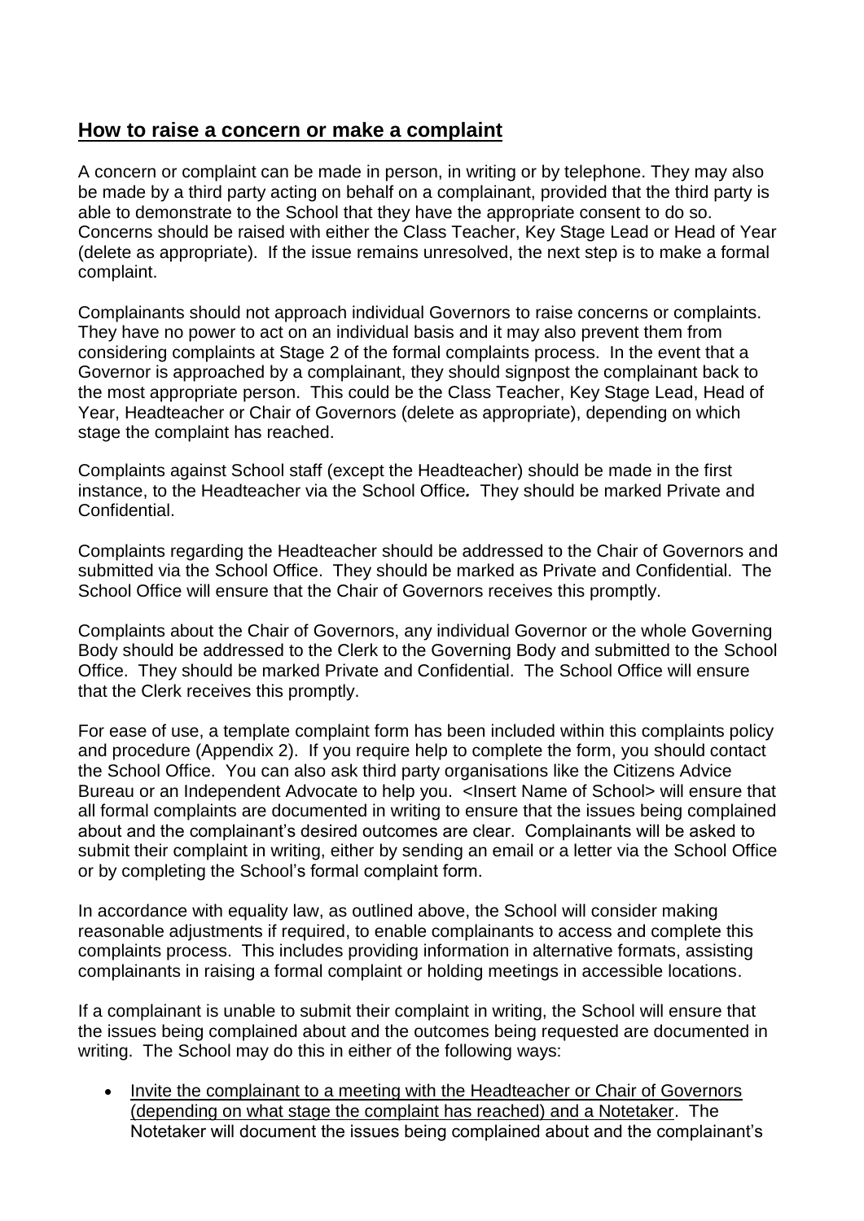## How to raise a concern or make a complaint

A concern or complaint can be made in person, in writing or by telephone. They may also be made by a third party acting on behalf on a complainant, provided that the third party is able to demonstrate to the School that they have the appropriate consent to do so. Concerns should be raised with either the Class Teacher, Key Stage Lead or Head of Year (delete as appropriate). If the issue remains unresolved, the next step is to make a formal complaint.

Complainants should not approach individual Governors to raise concerns or complaints. They have no power to act on an individual basis and it may also prevent them from considering complaints at Stage 2 of the formal complaints process. In the event that a Governor is approached by a complainant, they should signpost the complainant back to the most appropriate person. This could be the Class Teacher, Key Stage Lead, Head of Year, Headteacher or Chair of Governors (delete as appropriate), depending on which stage the complaint has reached.

Complaints against School staff (except the Headteacher) should be made in the first instance, to the Headteacher via the School Office. They should be marked Private and Confidential.

Complaints regarding the Headteacher should be addressed to the Chair of Governors and submitted via the School Office. They should be marked as Private and Confidential. The School Office will ensure that the Chair of Governors receives this promptly.

Complaints about the Chair of Governors, any individual Governor or the whole Governing Body should be addressed to the Clerk to the Governing Body and submitted to the School Office. They should be marked Private and Confidential. The School Office will ensure that the Clerk receives this promptly.

For ease of use, a template complaint form has been included within this complaints policy and procedure (Appendix 2). If you require help to complete the form, you should contact the School Office. You can also ask third party organisations like the Citizens Advice Bureau or an Independent Advocate to help you. <Insert Name of School> will ensure that all formal complaints are documented in writing to ensure that the issues being complained about and the complainant's desired outcomes are clear. Complainants will be asked to submit their complaint in writing, either by sending an email or a letter via the School Office or by completing the School's formal complaint form.

In accordance with equality law, as outlined above, the School will consider making reasonable adjustments if required, to enable complainants to access and complete this complaints process. This includes providing information in alternative formats, assisting complainants in raising a formal complaint or holding meetings in accessible locations.

If a complainant is unable to submit their complaint in writing, the School will ensure that the issues being complained about and the outcomes being requested are documented in writing. The School may do this in either of the following ways:

- Invite the complainant to a meeting with the Headteacher or Chair of Governors (depending on what stage the complaint has reached) and a Notetaker. The Notetaker will document the issues being complained about and the complainant's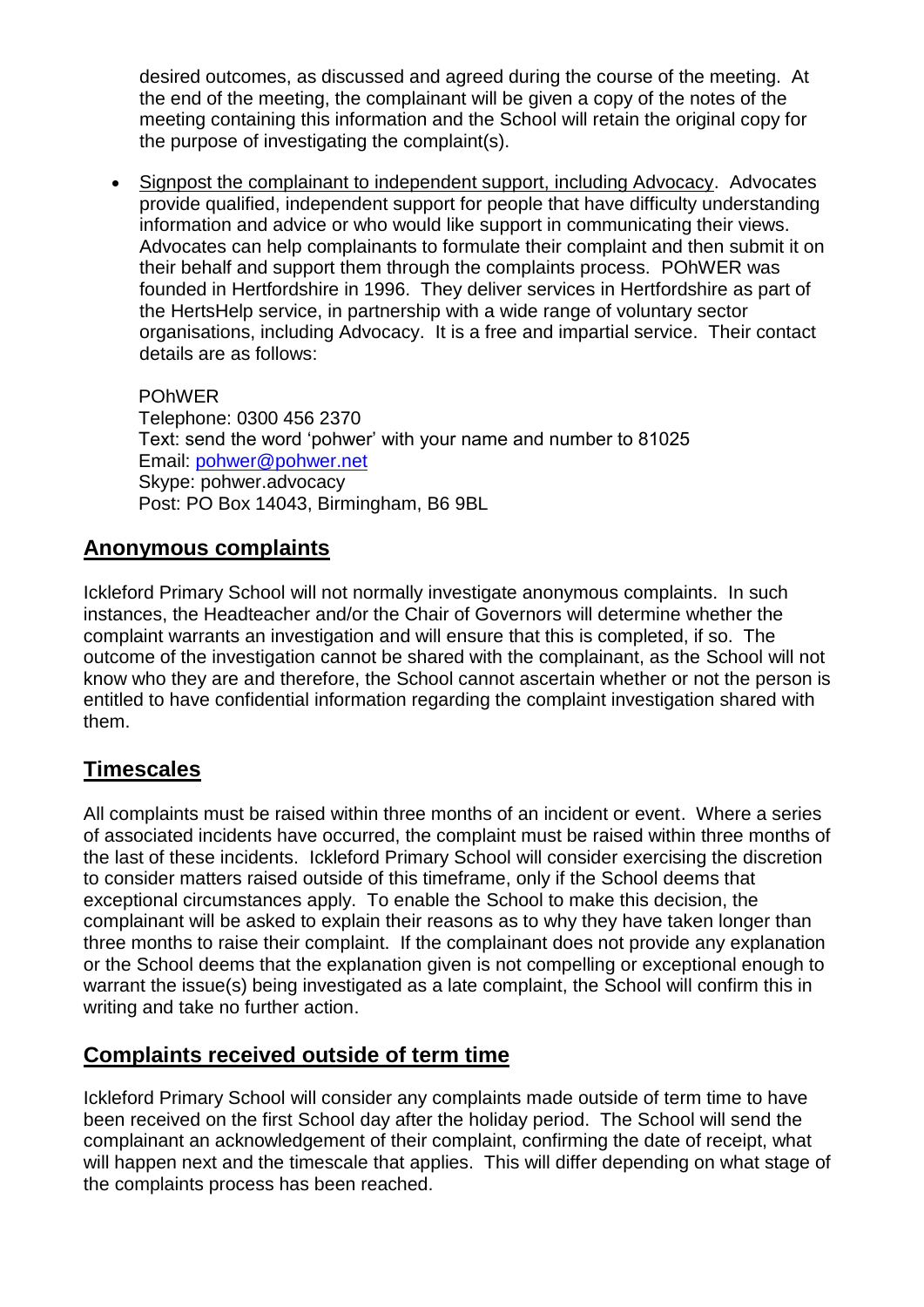desired outcomes, as discussed and agreed during the course of the meeting. At the end of the meeting, the complainant will be given a copy of the notes of the meeting containing this information and the School will retain the original copy for the purpose of investigating the complaint(s).

- Signpost the complainant to independent support, including Advocacy. Advocates provide qualified, independent support for people that have difficulty understanding information and advice or who would like support in communicating their views. Advocates can help complainants to formulate their complaint and then submit it on their behalf and support them through the complaints process. POhWER was founded in Hertfordshire in 1996. They deliver services in Hertfordshire as part of the HertsHelp service, in partnership with a wide range of voluntary sector organisations, including Advocacy. It is a free and impartial service. Their contact details are as follows:

  POhWER
  Telephone: 0300 456 2370
  Text: send the word 'pohwer' with your name and number to 81025
  Email: pohwer@pohwer.net
  Skype: pohwer.advocacy
  Post: PO Box 14043, Birmingham, B6 9BL

## Anonymous complaints

Ickleford Primary School will not normally investigate anonymous complaints. In such instances, the Headteacher and/or the Chair of Governors will determine whether the complaint warrants an investigation and will ensure that this is completed, if so. The outcome of the investigation cannot be shared with the complainant, as the School will not know who they are and therefore, the School cannot ascertain whether or not the person is entitled to have confidential information regarding the complaint investigation shared with them.

## Timescales

All complaints must be raised within three months of an incident or event. Where a series of associated incidents have occurred, the complaint must be raised within three months of the last of these incidents. Ickleford Primary School will consider exercising the discretion to consider matters raised outside of this timeframe, only if the School deems that exceptional circumstances apply. To enable the School to make this decision, the complainant will be asked to explain their reasons as to why they have taken longer than three months to raise their complaint. If the complainant does not provide any explanation or the School deems that the explanation given is not compelling or exceptional enough to warrant the issue(s) being investigated as a late complaint, the School will confirm this in writing and take no further action.

## Complaints received outside of term time

Ickleford Primary School will consider any complaints made outside of term time to have been received on the first School day after the holiday period. The School will send the complainant an acknowledgement of their complaint, confirming the date of receipt, what will happen next and the timescale that applies. This will differ depending on what stage of the complaints process has been reached.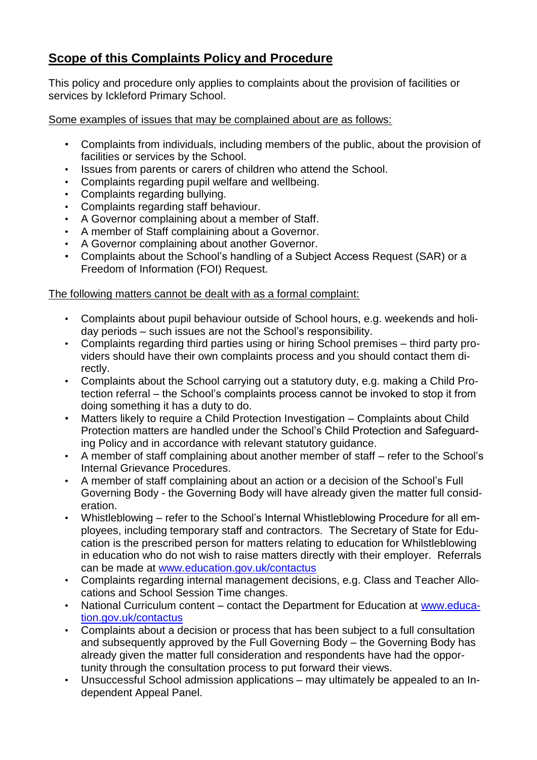## Scope of this Complaints Policy and Procedure

This policy and procedure only applies to complaints about the provision of facilities or services by Ickleford Primary School.

Some examples of issues that may be complained about are as follows:

- Complaints from individuals, including members of the public, about the provision of facilities or services by the School.
- Issues from parents or carers of children who attend the School.
- Complaints regarding pupil welfare and wellbeing.
- Complaints regarding bullying.
- Complaints regarding staff behaviour.
- A Governor complaining about a member of Staff.
- A member of Staff complaining about a Governor.
- A Governor complaining about another Governor.
- Complaints about the School's handling of a Subject Access Request (SAR) or a Freedom of Information (FOI) Request.

The following matters cannot be dealt with as a formal complaint:

- Complaints about pupil behaviour outside of School hours, e.g. weekends and holiday periods – such issues are not the School's responsibility.
- Complaints regarding third parties using or hiring School premises – third party providers should have their own complaints process and you should contact them directly.
- Complaints about the School carrying out a statutory duty, e.g. making a Child Protection referral – the School's complaints process cannot be invoked to stop it from doing something it has a duty to do.
- Matters likely to require a Child Protection Investigation – Complaints about Child Protection matters are handled under the School's Child Protection and Safeguarding Policy and in accordance with relevant statutory guidance.
- A member of staff complaining about another member of staff – refer to the School's Internal Grievance Procedures.
- A member of staff complaining about an action or a decision of the School's Full Governing Body - the Governing Body will have already given the matter full consideration.
- Whistleblowing – refer to the School's Internal Whistleblowing Procedure for all employees, including temporary staff and contractors. The Secretary of State for Education is the prescribed person for matters relating to education for Whilstleblowing in education who do not wish to raise matters directly with their employer. Referrals can be made at www.education.gov.uk/contactus
- Complaints regarding internal management decisions, e.g. Class and Teacher Allocations and School Session Time changes.
- National Curriculum content – contact the Department for Education at www.education.gov.uk/contactus
- Complaints about a decision or process that has been subject to a full consultation and subsequently approved by the Full Governing Body – the Governing Body has already given the matter full consideration and respondents have had the opportunity through the consultation process to put forward their views.
- Unsuccessful School admission applications – may ultimately be appealed to an Independent Appeal Panel.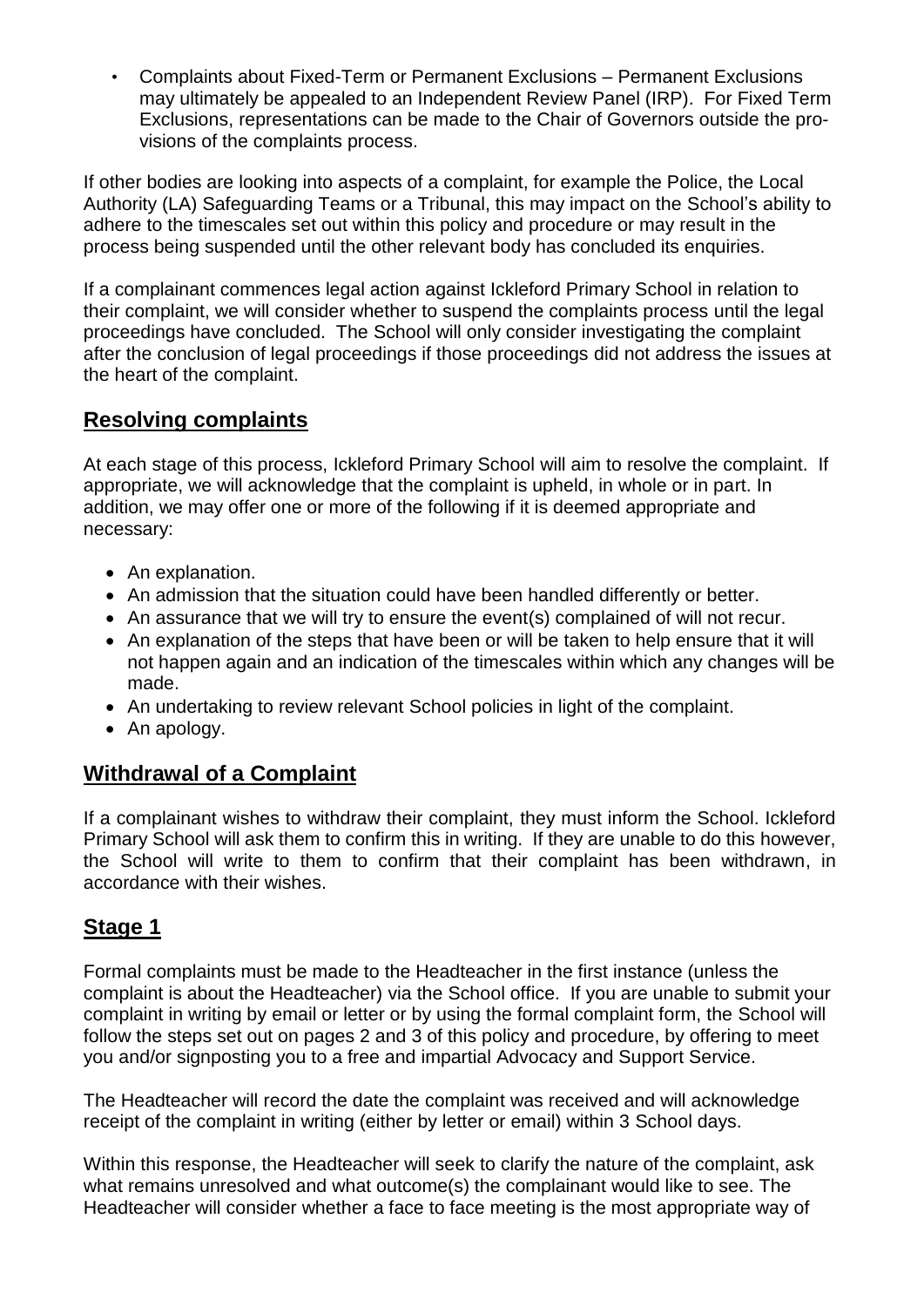- Complaints about Fixed-Term or Permanent Exclusions – Permanent Exclusions may ultimately be appealed to an Independent Review Panel (IRP). For Fixed Term Exclusions, representations can be made to the Chair of Governors outside the provisions of the complaints process.

If other bodies are looking into aspects of a complaint, for example the Police, the Local Authority (LA) Safeguarding Teams or a Tribunal, this may impact on the School's ability to adhere to the timescales set out within this policy and procedure or may result in the process being suspended until the other relevant body has concluded its enquiries.

If a complainant commences legal action against Ickleford Primary School in relation to their complaint, we will consider whether to suspend the complaints process until the legal proceedings have concluded. The School will only consider investigating the complaint after the conclusion of legal proceedings if those proceedings did not address the issues at the heart of the complaint.

## Resolving complaints

At each stage of this process, Ickleford Primary School will aim to resolve the complaint. If appropriate, we will acknowledge that the complaint is upheld, in whole or in part. In addition, we may offer one or more of the following if it is deemed appropriate and necessary:

- An explanation.
- An admission that the situation could have been handled differently or better.
- An assurance that we will try to ensure the event(s) complained of will not recur.
- An explanation of the steps that have been or will be taken to help ensure that it will not happen again and an indication of the timescales within which any changes will be made.
- An undertaking to review relevant School policies in light of the complaint.
- An apology.

## Withdrawal of a Complaint

If a complainant wishes to withdraw their complaint, they must inform the School. Ickleford Primary School will ask them to confirm this in writing. If they are unable to do this however, the School will write to them to confirm that their complaint has been withdrawn, in accordance with their wishes.

## Stage 1

Formal complaints must be made to the Headteacher in the first instance (unless the complaint is about the Headteacher) via the School office. If you are unable to submit your complaint in writing by email or letter or by using the formal complaint form, the School will follow the steps set out on pages 2 and 3 of this policy and procedure, by offering to meet you and/or signposting you to a free and impartial Advocacy and Support Service.

The Headteacher will record the date the complaint was received and will acknowledge receipt of the complaint in writing (either by letter or email) within 3 School days.

Within this response, the Headteacher will seek to clarify the nature of the complaint, ask what remains unresolved and what outcome(s) the complainant would like to see. The Headteacher will consider whether a face to face meeting is the most appropriate way of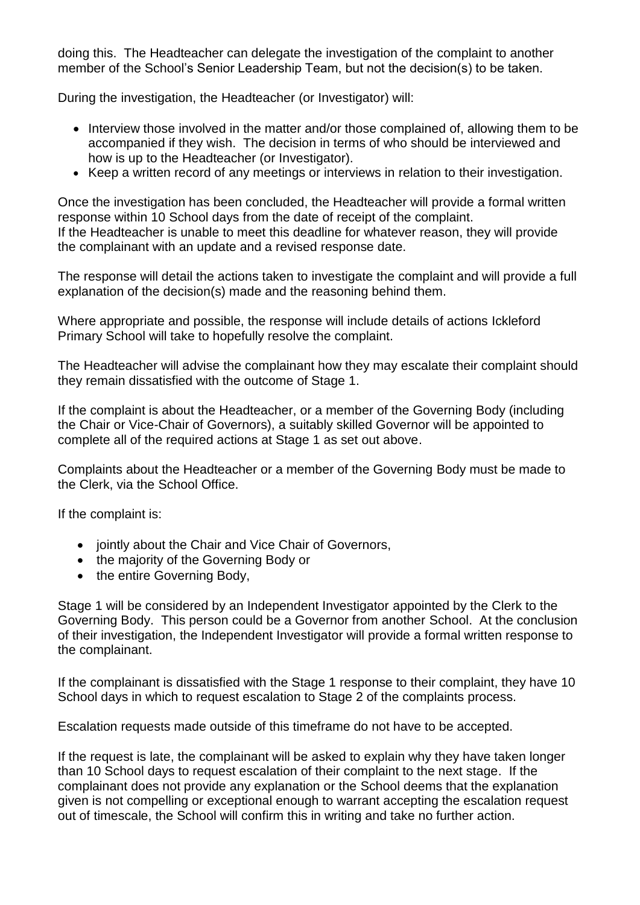doing this. The Headteacher can delegate the investigation of the complaint to another member of the School's Senior Leadership Team, but not the decision(s) to be taken.

During the investigation, the Headteacher (or Investigator) will:

- Interview those involved in the matter and/or those complained of, allowing them to be accompanied if they wish. The decision in terms of who should be interviewed and how is up to the Headteacher (or Investigator).
- Keep a written record of any meetings or interviews in relation to their investigation.

Once the investigation has been concluded, the Headteacher will provide a formal written response within 10 School days from the date of receipt of the complaint.
If the Headteacher is unable to meet this deadline for whatever reason, they will provide the complainant with an update and a revised response date.

The response will detail the actions taken to investigate the complaint and will provide a full explanation of the decision(s) made and the reasoning behind them.

Where appropriate and possible, the response will include details of actions Ickleford Primary School will take to hopefully resolve the complaint.

The Headteacher will advise the complainant how they may escalate their complaint should they remain dissatisfied with the outcome of Stage 1.

If the complaint is about the Headteacher, or a member of the Governing Body (including the Chair or Vice-Chair of Governors), a suitably skilled Governor will be appointed to complete all of the required actions at Stage 1 as set out above.

Complaints about the Headteacher or a member of the Governing Body must be made to the Clerk, via the School Office.

If the complaint is:

- jointly about the Chair and Vice Chair of Governors,
- the majority of the Governing Body or
- the entire Governing Body,

Stage 1 will be considered by an Independent Investigator appointed by the Clerk to the Governing Body. This person could be a Governor from another School. At the conclusion of their investigation, the Independent Investigator will provide a formal written response to the complainant.

If the complainant is dissatisfied with the Stage 1 response to their complaint, they have 10 School days in which to request escalation to Stage 2 of the complaints process.

Escalation requests made outside of this timeframe do not have to be accepted.

If the request is late, the complainant will be asked to explain why they have taken longer than 10 School days to request escalation of their complaint to the next stage. If the complainant does not provide any explanation or the School deems that the explanation given is not compelling or exceptional enough to warrant accepting the escalation request out of timescale, the School will confirm this in writing and take no further action.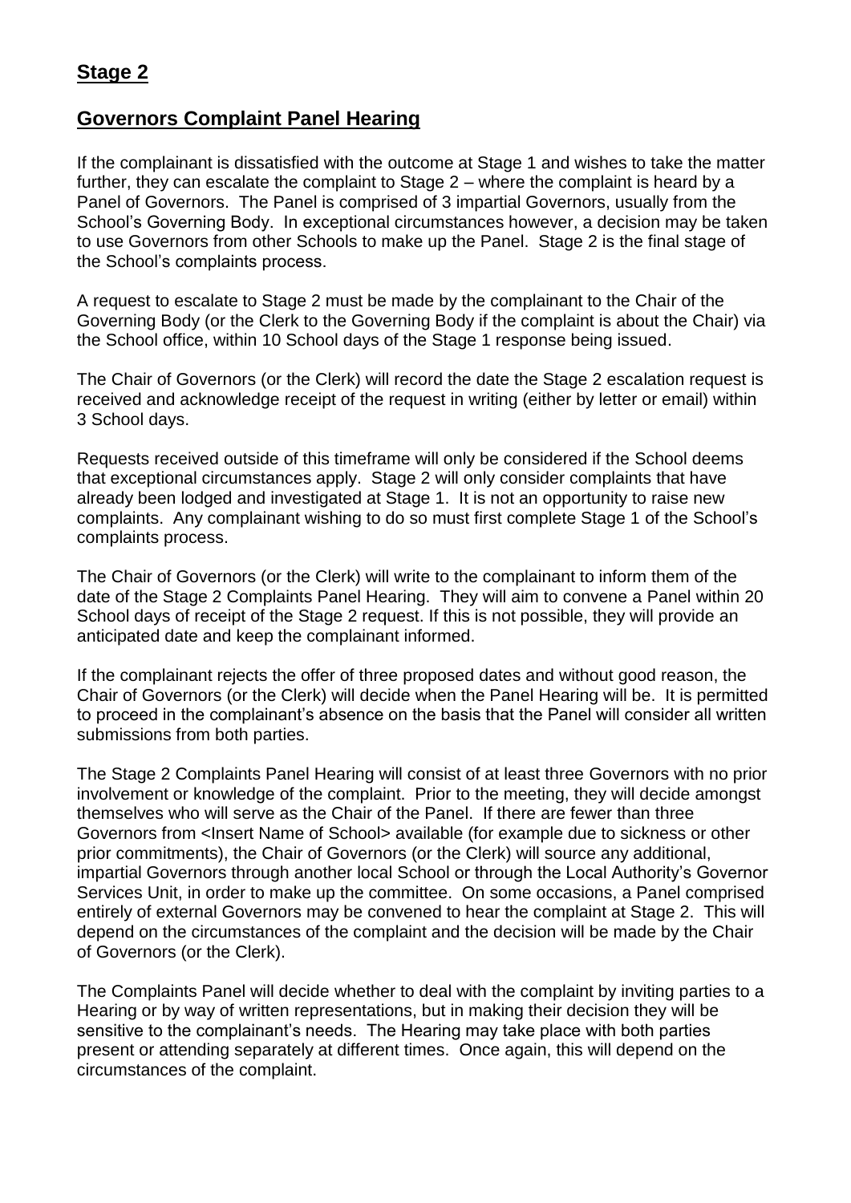## Stage 2

## Governors Complaint Panel Hearing

If the complainant is dissatisfied with the outcome at Stage 1 and wishes to take the matter further, they can escalate the complaint to Stage 2 – where the complaint is heard by a Panel of Governors. The Panel is comprised of 3 impartial Governors, usually from the School's Governing Body. In exceptional circumstances however, a decision may be taken to use Governors from other Schools to make up the Panel. Stage 2 is the final stage of the School's complaints process.

A request to escalate to Stage 2 must be made by the complainant to the Chair of the Governing Body (or the Clerk to the Governing Body if the complaint is about the Chair) via the School office, within 10 School days of the Stage 1 response being issued.

The Chair of Governors (or the Clerk) will record the date the Stage 2 escalation request is received and acknowledge receipt of the request in writing (either by letter or email) within 3 School days.

Requests received outside of this timeframe will only be considered if the School deems that exceptional circumstances apply. Stage 2 will only consider complaints that have already been lodged and investigated at Stage 1. It is not an opportunity to raise new complaints. Any complainant wishing to do so must first complete Stage 1 of the School's complaints process.

The Chair of Governors (or the Clerk) will write to the complainant to inform them of the date of the Stage 2 Complaints Panel Hearing. They will aim to convene a Panel within 20 School days of receipt of the Stage 2 request. If this is not possible, they will provide an anticipated date and keep the complainant informed.

If the complainant rejects the offer of three proposed dates and without good reason, the Chair of Governors (or the Clerk) will decide when the Panel Hearing will be. It is permitted to proceed in the complainant's absence on the basis that the Panel will consider all written submissions from both parties.

The Stage 2 Complaints Panel Hearing will consist of at least three Governors with no prior involvement or knowledge of the complaint. Prior to the meeting, they will decide amongst themselves who will serve as the Chair of the Panel. If there are fewer than three Governors from <Insert Name of School> available (for example due to sickness or other prior commitments), the Chair of Governors (or the Clerk) will source any additional, impartial Governors through another local School or through the Local Authority's Governor Services Unit, in order to make up the committee. On some occasions, a Panel comprised entirely of external Governors may be convened to hear the complaint at Stage 2. This will depend on the circumstances of the complaint and the decision will be made by the Chair of Governors (or the Clerk).

The Complaints Panel will decide whether to deal with the complaint by inviting parties to a Hearing or by way of written representations, but in making their decision they will be sensitive to the complainant's needs. The Hearing may take place with both parties present or attending separately at different times. Once again, this will depend on the circumstances of the complaint.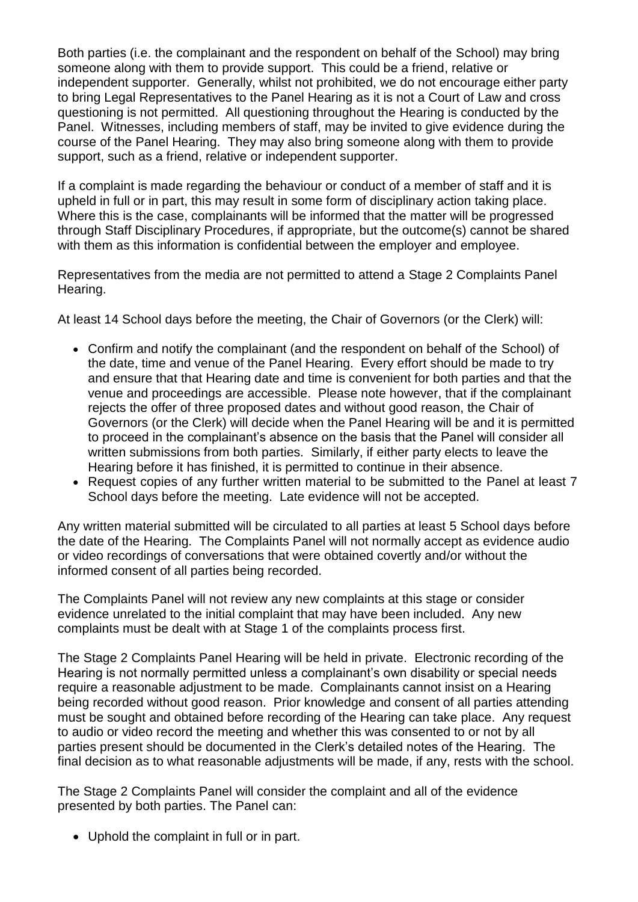Both parties (i.e. the complainant and the respondent on behalf of the School) may bring someone along with them to provide support. This could be a friend, relative or independent supporter. Generally, whilst not prohibited, we do not encourage either party to bring Legal Representatives to the Panel Hearing as it is not a Court of Law and cross questioning is not permitted. All questioning throughout the Hearing is conducted by the Panel. Witnesses, including members of staff, may be invited to give evidence during the course of the Panel Hearing. They may also bring someone along with them to provide support, such as a friend, relative or independent supporter.

If a complaint is made regarding the behaviour or conduct of a member of staff and it is upheld in full or in part, this may result in some form of disciplinary action taking place. Where this is the case, complainants will be informed that the matter will be progressed through Staff Disciplinary Procedures, if appropriate, but the outcome(s) cannot be shared with them as this information is confidential between the employer and employee.

Representatives from the media are not permitted to attend a Stage 2 Complaints Panel Hearing.

At least 14 School days before the meeting, the Chair of Governors (or the Clerk) will:

- Confirm and notify the complainant (and the respondent on behalf of the School) of the date, time and venue of the Panel Hearing. Every effort should be made to try and ensure that that Hearing date and time is convenient for both parties and that the venue and proceedings are accessible. Please note however, that if the complainant rejects the offer of three proposed dates and without good reason, the Chair of Governors (or the Clerk) will decide when the Panel Hearing will be and it is permitted to proceed in the complainant's absence on the basis that the Panel will consider all written submissions from both parties. Similarly, if either party elects to leave the Hearing before it has finished, it is permitted to continue in their absence.
- Request copies of any further written material to be submitted to the Panel at least 7 School days before the meeting. Late evidence will not be accepted.

Any written material submitted will be circulated to all parties at least 5 School days before the date of the Hearing. The Complaints Panel will not normally accept as evidence audio or video recordings of conversations that were obtained covertly and/or without the informed consent of all parties being recorded.

The Complaints Panel will not review any new complaints at this stage or consider evidence unrelated to the initial complaint that may have been included. Any new complaints must be dealt with at Stage 1 of the complaints process first.

The Stage 2 Complaints Panel Hearing will be held in private. Electronic recording of the Hearing is not normally permitted unless a complainant's own disability or special needs require a reasonable adjustment to be made. Complainants cannot insist on a Hearing being recorded without good reason. Prior knowledge and consent of all parties attending must be sought and obtained before recording of the Hearing can take place. Any request to audio or video record the meeting and whether this was consented to or not by all parties present should be documented in the Clerk's detailed notes of the Hearing. The final decision as to what reasonable adjustments will be made, if any, rests with the school.

The Stage 2 Complaints Panel will consider the complaint and all of the evidence presented by both parties. The Panel can:

- Uphold the complaint in full or in part.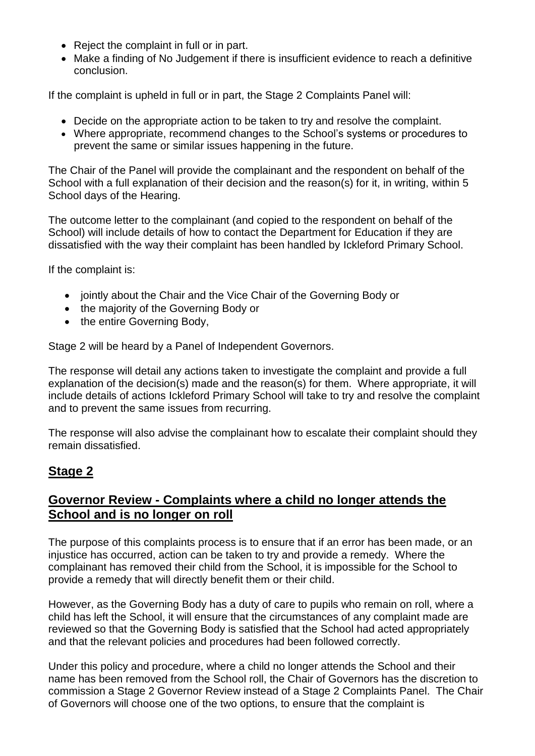- Reject the complaint in full or in part.
- Make a finding of No Judgement if there is insufficient evidence to reach a definitive conclusion.

If the complaint is upheld in full or in part, the Stage 2 Complaints Panel will:

- Decide on the appropriate action to be taken to try and resolve the complaint.
- Where appropriate, recommend changes to the School's systems or procedures to prevent the same or similar issues happening in the future.

The Chair of the Panel will provide the complainant and the respondent on behalf of the School with a full explanation of their decision and the reason(s) for it, in writing, within 5 School days of the Hearing.

The outcome letter to the complainant (and copied to the respondent on behalf of the School) will include details of how to contact the Department for Education if they are dissatisfied with the way their complaint has been handled by Ickleford Primary School.

If the complaint is:

- jointly about the Chair and the Vice Chair of the Governing Body or
- the majority of the Governing Body or
- the entire Governing Body,

Stage 2 will be heard by a Panel of Independent Governors.

The response will detail any actions taken to investigate the complaint and provide a full explanation of the decision(s) made and the reason(s) for them. Where appropriate, it will include details of actions Ickleford Primary School will take to try and resolve the complaint and to prevent the same issues from recurring.

The response will also advise the complainant how to escalate their complaint should they remain dissatisfied.

## **Stage 2**

## **Governor Review - Complaints where a child no longer attends the School and is no longer on roll**

The purpose of this complaints process is to ensure that if an error has been made, or an injustice has occurred, action can be taken to try and provide a remedy. Where the complainant has removed their child from the School, it is impossible for the School to provide a remedy that will directly benefit them or their child.

However, as the Governing Body has a duty of care to pupils who remain on roll, where a child has left the School, it will ensure that the circumstances of any complaint made are reviewed so that the Governing Body is satisfied that the School had acted appropriately and that the relevant policies and procedures had been followed correctly.

Under this policy and procedure, where a child no longer attends the School and their name has been removed from the School roll, the Chair of Governors has the discretion to commission a Stage 2 Governor Review instead of a Stage 2 Complaints Panel. The Chair of Governors will choose one of the two options, to ensure that the complaint is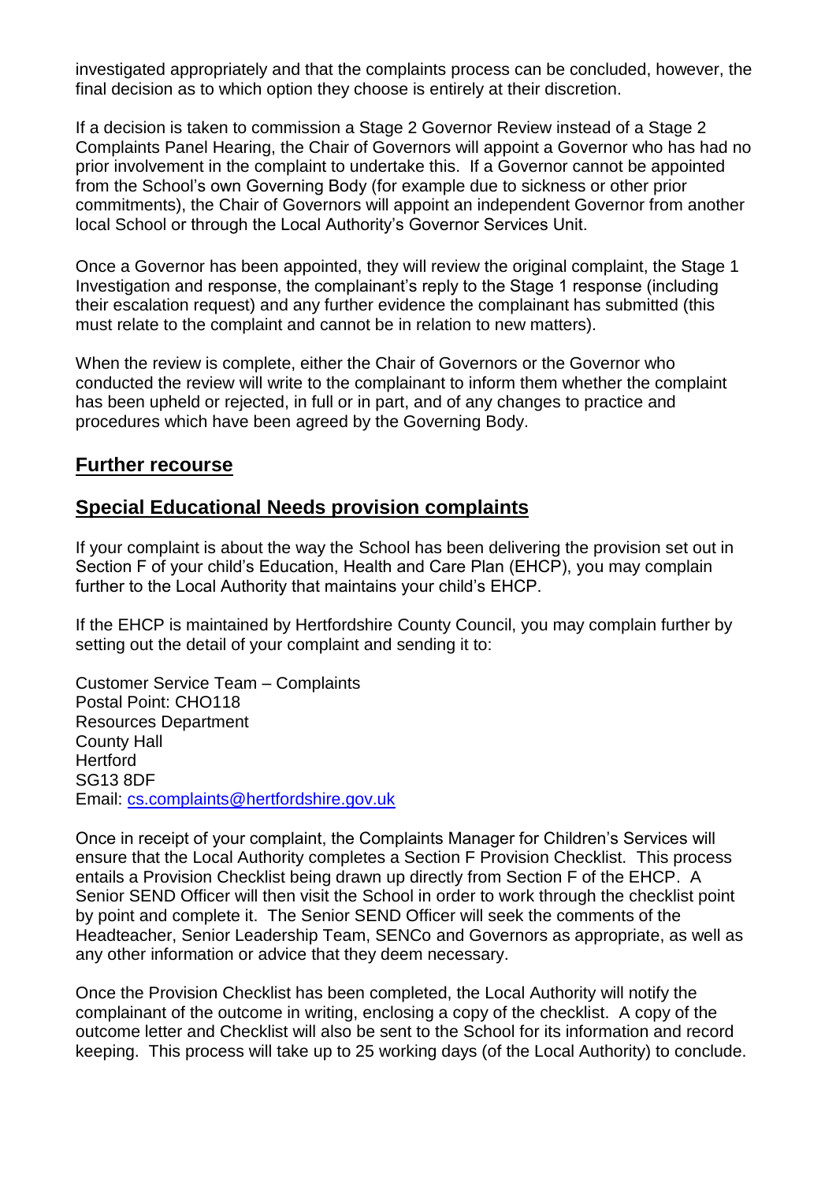investigated appropriately and that the complaints process can be concluded, however, the final decision as to which option they choose is entirely at their discretion.

If a decision is taken to commission a Stage 2 Governor Review instead of a Stage 2 Complaints Panel Hearing, the Chair of Governors will appoint a Governor who has had no prior involvement in the complaint to undertake this. If a Governor cannot be appointed from the School's own Governing Body (for example due to sickness or other prior commitments), the Chair of Governors will appoint an independent Governor from another local School or through the Local Authority's Governor Services Unit.

Once a Governor has been appointed, they will review the original complaint, the Stage 1 Investigation and response, the complainant's reply to the Stage 1 response (including their escalation request) and any further evidence the complainant has submitted (this must relate to the complaint and cannot be in relation to new matters).

When the review is complete, either the Chair of Governors or the Governor who conducted the review will write to the complainant to inform them whether the complaint has been upheld or rejected, in full or in part, and of any changes to practice and procedures which have been agreed by the Governing Body.

## Further recourse

## Special Educational Needs provision complaints

If your complaint is about the way the School has been delivering the provision set out in Section F of your child's Education, Health and Care Plan (EHCP), you may complain further to the Local Authority that maintains your child's EHCP.

If the EHCP is maintained by Hertfordshire County Council, you may complain further by setting out the detail of your complaint and sending it to:

Customer Service Team – Complaints
Postal Point: CHO118
Resources Department
County Hall
Hertford
SG13 8DF
Email: cs.complaints@hertfordshire.gov.uk

Once in receipt of your complaint, the Complaints Manager for Children's Services will ensure that the Local Authority completes a Section F Provision Checklist. This process entails a Provision Checklist being drawn up directly from Section F of the EHCP. A Senior SEND Officer will then visit the School in order to work through the checklist point by point and complete it. The Senior SEND Officer will seek the comments of the Headteacher, Senior Leadership Team, SENCo and Governors as appropriate, as well as any other information or advice that they deem necessary.

Once the Provision Checklist has been completed, the Local Authority will notify the complainant of the outcome in writing, enclosing a copy of the checklist. A copy of the outcome letter and Checklist will also be sent to the School for its information and record keeping. This process will take up to 25 working days (of the Local Authority) to conclude.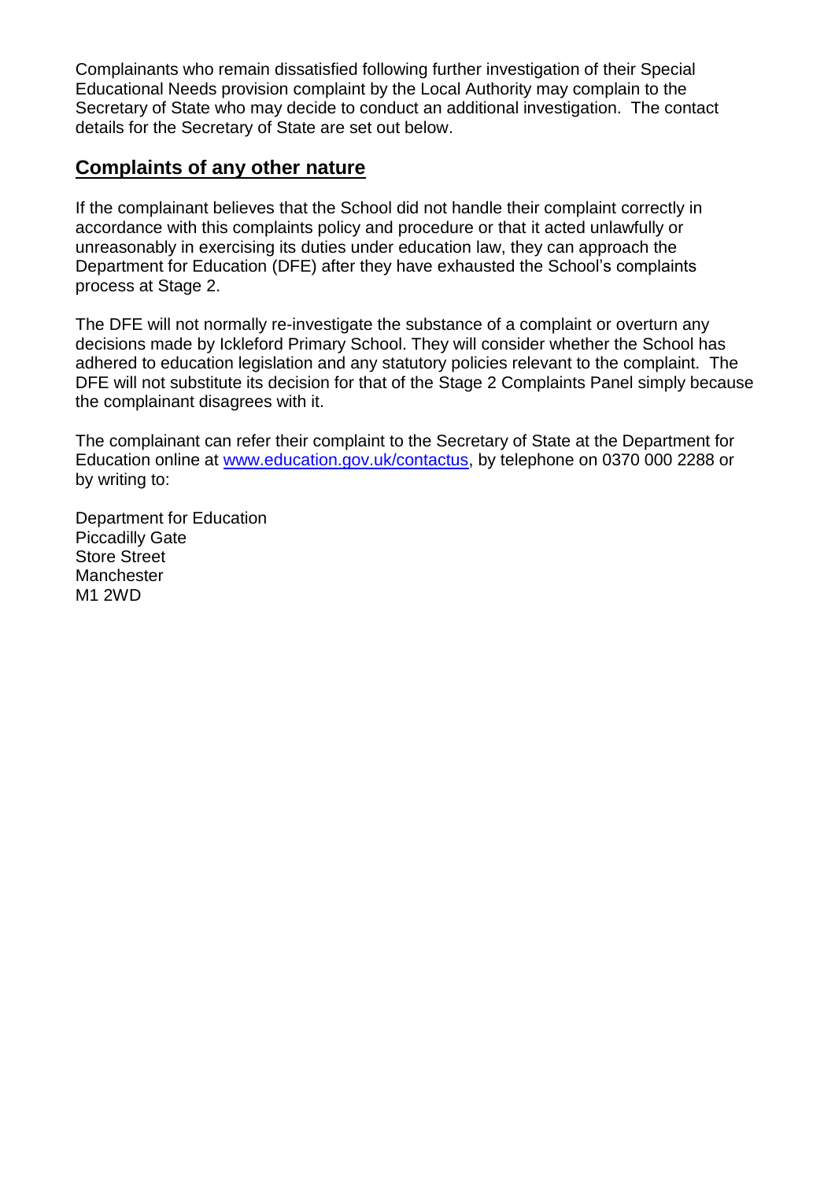Complainants who remain dissatisfied following further investigation of their Special Educational Needs provision complaint by the Local Authority may complain to the Secretary of State who may decide to conduct an additional investigation. The contact details for the Secretary of State are set out below.

## **Complaints of any other nature**

If the complainant believes that the School did not handle their complaint correctly in accordance with this complaints policy and procedure or that it acted unlawfully or unreasonably in exercising its duties under education law, they can approach the Department for Education (DFE) after they have exhausted the School's complaints process at Stage 2.

The DFE will not normally re-investigate the substance of a complaint or overturn any decisions made by Ickleford Primary School. They will consider whether the School has adhered to education legislation and any statutory policies relevant to the complaint. The DFE will not substitute its decision for that of the Stage 2 Complaints Panel simply because the complainant disagrees with it.

The complainant can refer their complaint to the Secretary of State at the Department for Education online at [www.education.gov.uk/contactus](www.education.gov.uk/contactus), by telephone on 0370 000 2288 or by writing to:

Department for Education
Piccadilly Gate
Store Street
Manchester
M1 2WD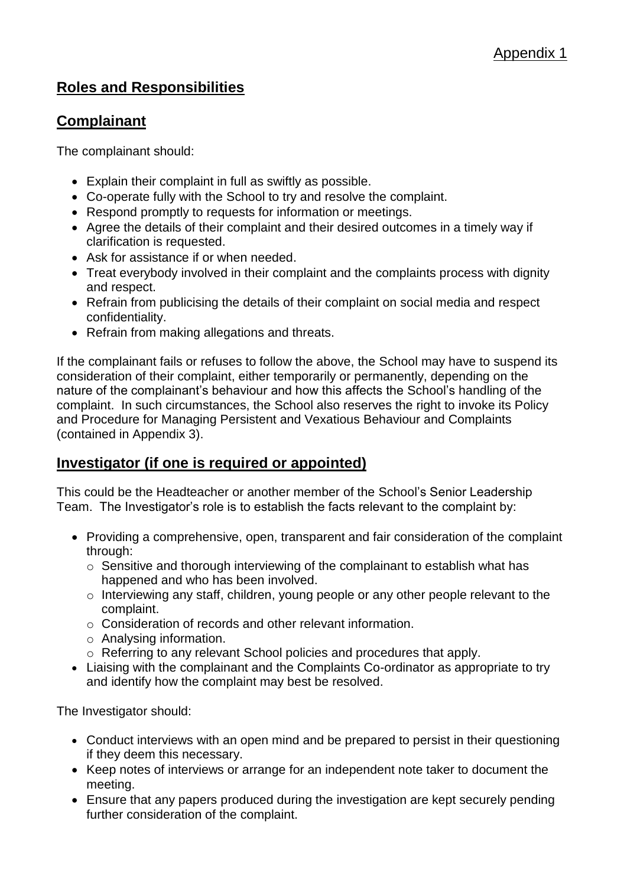Appendix 1

## Roles and Responsibilities

## Complainant

The complainant should:

- Explain their complaint in full as swiftly as possible.
- Co-operate fully with the School to try and resolve the complaint.
- Respond promptly to requests for information or meetings.
- Agree the details of their complaint and their desired outcomes in a timely way if clarification is requested.
- Ask for assistance if or when needed.
- Treat everybody involved in their complaint and the complaints process with dignity and respect.
- Refrain from publicising the details of their complaint on social media and respect confidentiality.
- Refrain from making allegations and threats.

If the complainant fails or refuses to follow the above, the School may have to suspend its consideration of their complaint, either temporarily or permanently, depending on the nature of the complainant's behaviour and how this affects the School's handling of the complaint. In such circumstances, the School also reserves the right to invoke its Policy and Procedure for Managing Persistent and Vexatious Behaviour and Complaints (contained in Appendix 3).

## Investigator (if one is required or appointed)

This could be the Headteacher or another member of the School's Senior Leadership Team. The Investigator's role is to establish the facts relevant to the complaint by:

- Providing a comprehensive, open, transparent and fair consideration of the complaint through:
  - Sensitive and thorough interviewing of the complainant to establish what has happened and who has been involved.
  - Interviewing any staff, children, young people or any other people relevant to the complaint.
  - Consideration of records and other relevant information.
  - Analysing information.
  - Referring to any relevant School policies and procedures that apply.
- Liaising with the complainant and the Complaints Co-ordinator as appropriate to try and identify how the complaint may best be resolved.

The Investigator should:

- Conduct interviews with an open mind and be prepared to persist in their questioning if they deem this necessary.
- Keep notes of interviews or arrange for an independent note taker to document the meeting.
- Ensure that any papers produced during the investigation are kept securely pending further consideration of the complaint.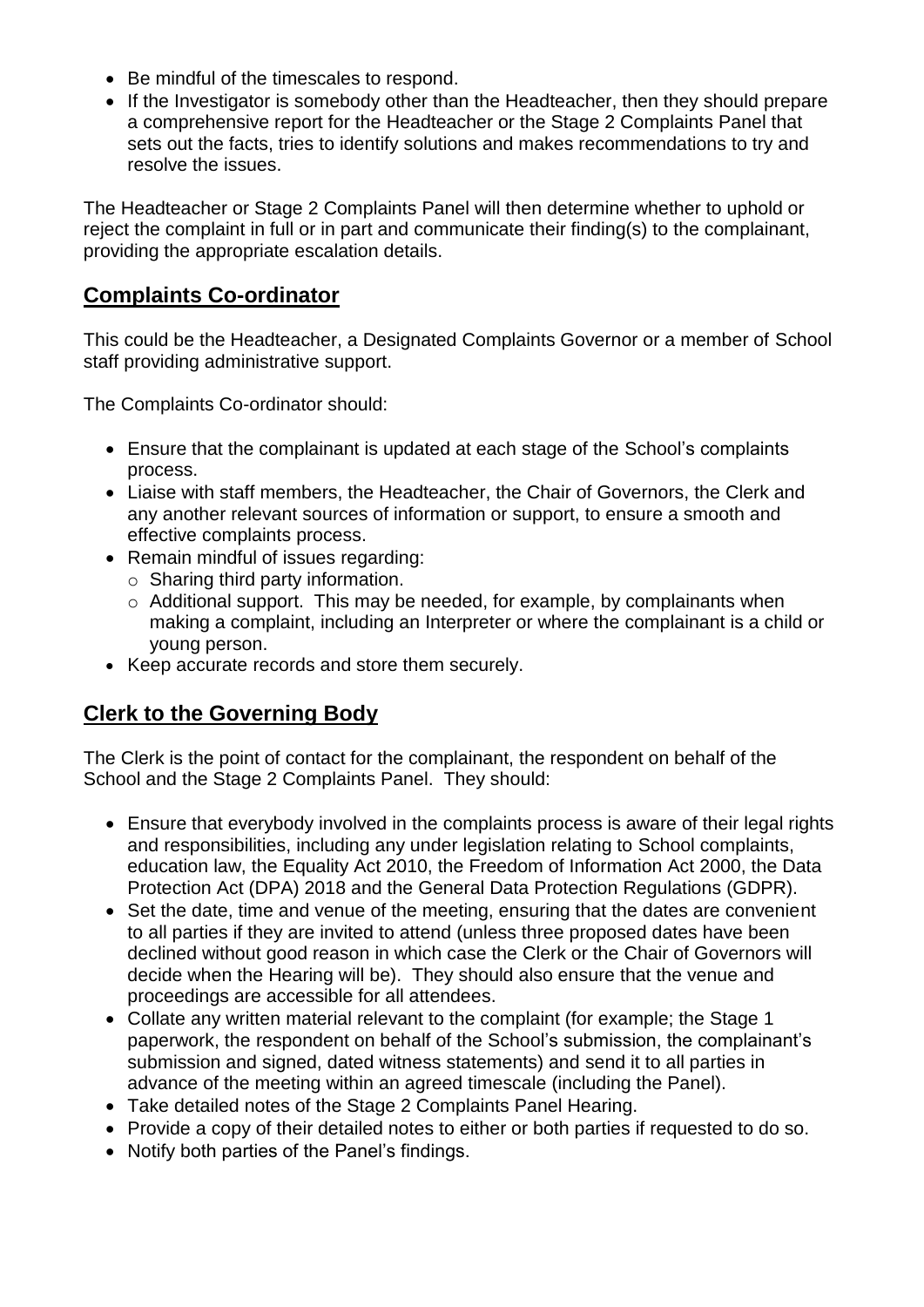- Be mindful of the timescales to respond.
- If the Investigator is somebody other than the Headteacher, then they should prepare a comprehensive report for the Headteacher or the Stage 2 Complaints Panel that sets out the facts, tries to identify solutions and makes recommendations to try and resolve the issues.

The Headteacher or Stage 2 Complaints Panel will then determine whether to uphold or reject the complaint in full or in part and communicate their finding(s) to the complainant, providing the appropriate escalation details.

## Complaints Co-ordinator

This could be the Headteacher, a Designated Complaints Governor or a member of School staff providing administrative support.

The Complaints Co-ordinator should:

- Ensure that the complainant is updated at each stage of the School's complaints process.
- Liaise with staff members, the Headteacher, the Chair of Governors, the Clerk and any another relevant sources of information or support, to ensure a smooth and effective complaints process.
- Remain mindful of issues regarding:
  - Sharing third party information.
  - Additional support. This may be needed, for example, by complainants when making a complaint, including an Interpreter or where the complainant is a child or young person.
- Keep accurate records and store them securely.

## Clerk to the Governing Body

The Clerk is the point of contact for the complainant, the respondent on behalf of the School and the Stage 2 Complaints Panel. They should:

- Ensure that everybody involved in the complaints process is aware of their legal rights and responsibilities, including any under legislation relating to School complaints, education law, the Equality Act 2010, the Freedom of Information Act 2000, the Data Protection Act (DPA) 2018 and the General Data Protection Regulations (GDPR).
- Set the date, time and venue of the meeting, ensuring that the dates are convenient to all parties if they are invited to attend (unless three proposed dates have been declined without good reason in which case the Clerk or the Chair of Governors will decide when the Hearing will be). They should also ensure that the venue and proceedings are accessible for all attendees.
- Collate any written material relevant to the complaint (for example; the Stage 1 paperwork, the respondent on behalf of the School's submission, the complainant's submission and signed, dated witness statements) and send it to all parties in advance of the meeting within an agreed timescale (including the Panel).
- Take detailed notes of the Stage 2 Complaints Panel Hearing.
- Provide a copy of their detailed notes to either or both parties if requested to do so.
- Notify both parties of the Panel's findings.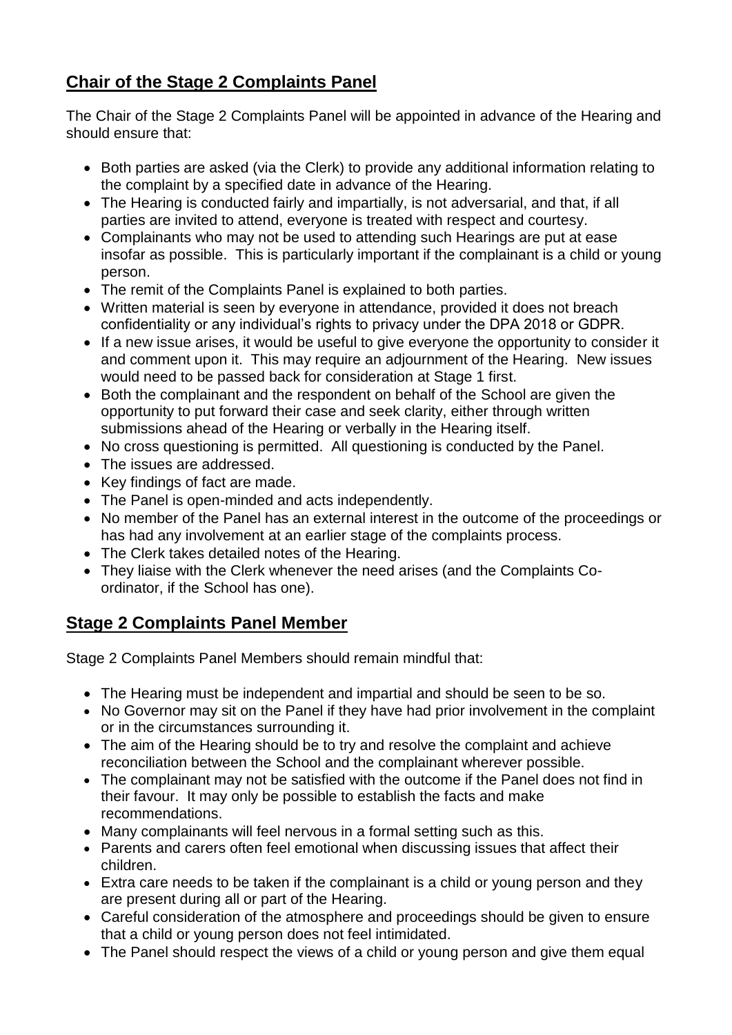## Chair of the Stage 2 Complaints Panel

The Chair of the Stage 2 Complaints Panel will be appointed in advance of the Hearing and should ensure that:

- Both parties are asked (via the Clerk) to provide any additional information relating to the complaint by a specified date in advance of the Hearing.
- The Hearing is conducted fairly and impartially, is not adversarial, and that, if all parties are invited to attend, everyone is treated with respect and courtesy.
- Complainants who may not be used to attending such Hearings are put at ease insofar as possible. This is particularly important if the complainant is a child or young person.
- The remit of the Complaints Panel is explained to both parties.
- Written material is seen by everyone in attendance, provided it does not breach confidentiality or any individual's rights to privacy under the DPA 2018 or GDPR.
- If a new issue arises, it would be useful to give everyone the opportunity to consider it and comment upon it. This may require an adjournment of the Hearing. New issues would need to be passed back for consideration at Stage 1 first.
- Both the complainant and the respondent on behalf of the School are given the opportunity to put forward their case and seek clarity, either through written submissions ahead of the Hearing or verbally in the Hearing itself.
- No cross questioning is permitted. All questioning is conducted by the Panel.
- The issues are addressed.
- Key findings of fact are made.
- The Panel is open-minded and acts independently.
- No member of the Panel has an external interest in the outcome of the proceedings or has had any involvement at an earlier stage of the complaints process.
- The Clerk takes detailed notes of the Hearing.
- They liaise with the Clerk whenever the need arises (and the Complaints Co-ordinator, if the School has one).

## Stage 2 Complaints Panel Member

Stage 2 Complaints Panel Members should remain mindful that:

- The Hearing must be independent and impartial and should be seen to be so.
- No Governor may sit on the Panel if they have had prior involvement in the complaint or in the circumstances surrounding it.
- The aim of the Hearing should be to try and resolve the complaint and achieve reconciliation between the School and the complainant wherever possible.
- The complainant may not be satisfied with the outcome if the Panel does not find in their favour. It may only be possible to establish the facts and make recommendations.
- Many complainants will feel nervous in a formal setting such as this.
- Parents and carers often feel emotional when discussing issues that affect their children.
- Extra care needs to be taken if the complainant is a child or young person and they are present during all or part of the Hearing.
- Careful consideration of the atmosphere and proceedings should be given to ensure that a child or young person does not feel intimidated.
- The Panel should respect the views of a child or young person and give them equal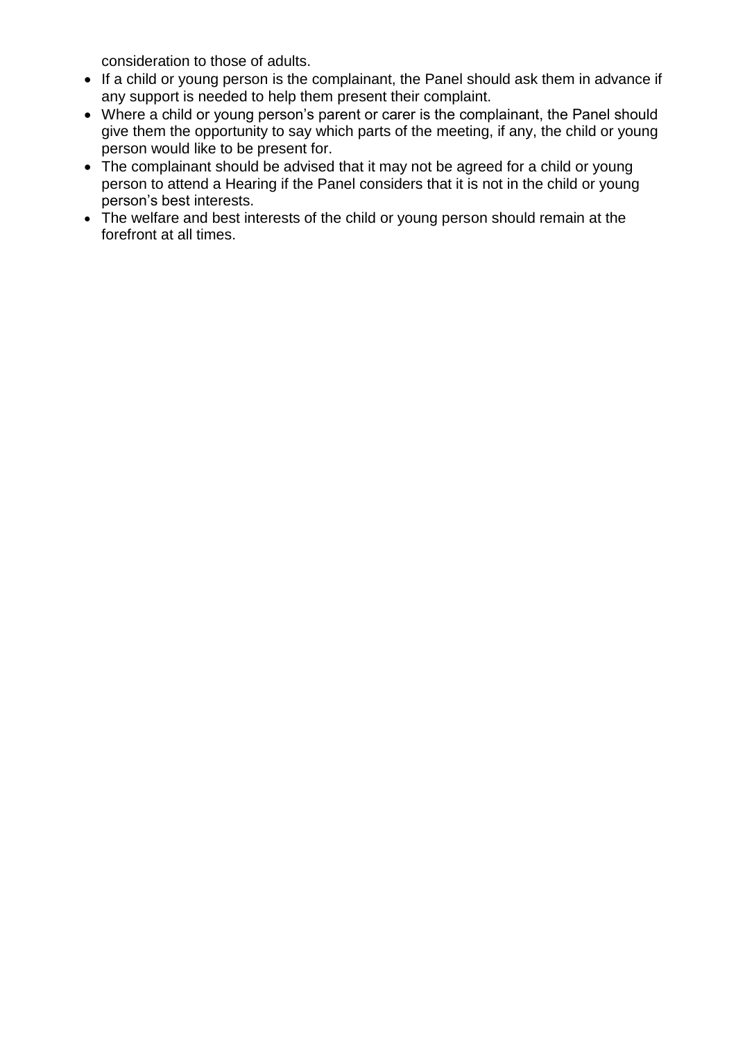consideration to those of adults.

- If a child or young person is the complainant, the Panel should ask them in advance if any support is needed to help them present their complaint.
- Where a child or young person's parent or carer is the complainant, the Panel should give them the opportunity to say which parts of the meeting, if any, the child or young person would like to be present for.
- The complainant should be advised that it may not be agreed for a child or young person to attend a Hearing if the Panel considers that it is not in the child or young person's best interests.
- The welfare and best interests of the child or young person should remain at the forefront at all times.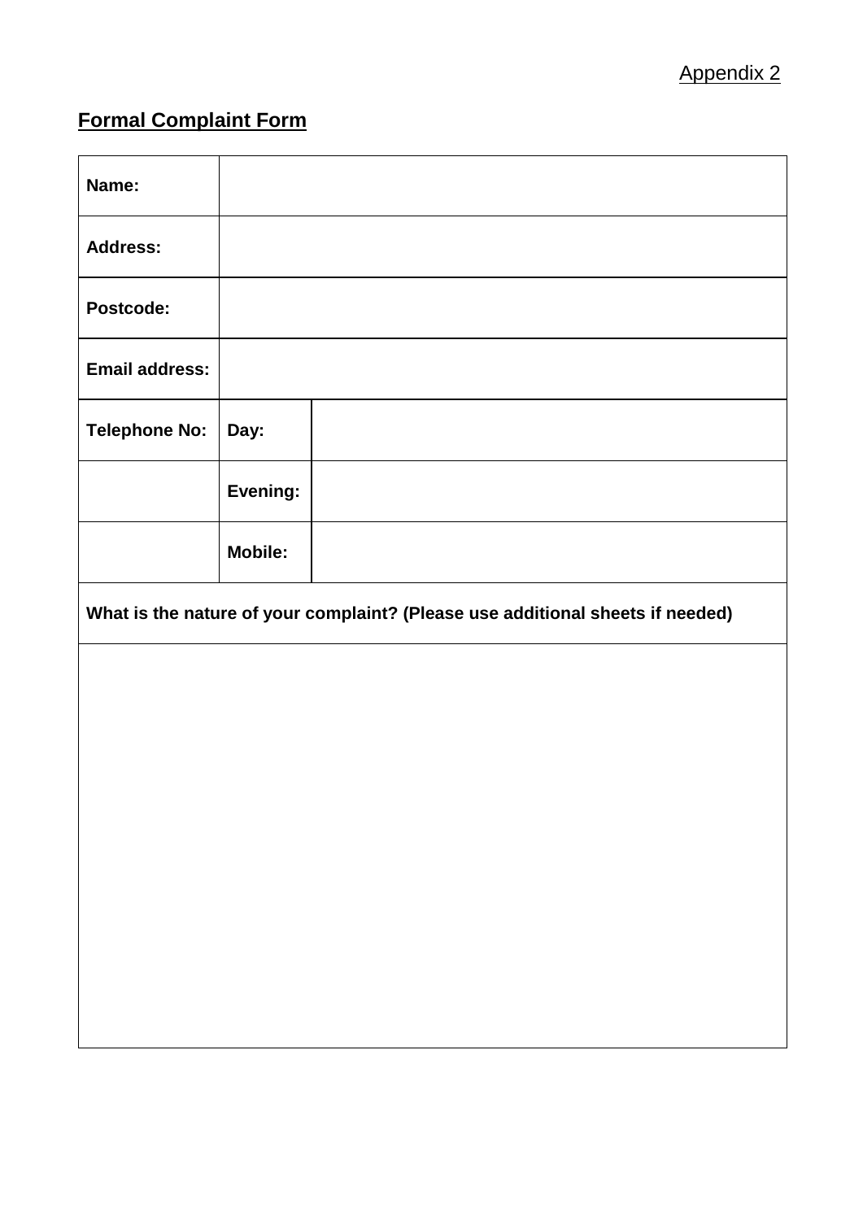Appendix 2

## Formal Complaint Form

| | | |
|---|---|---|
| **Name:** | | |
| **Address:** | | |
| **Postcode:** | | |
| **Email address:** | | |
| **Telephone No:** | **Day:** | |
| | **Evening:** | |
| | **Mobile:** | |
| **What is the nature of your complaint? (Please use additional sheets if needed)** | | |
| | | |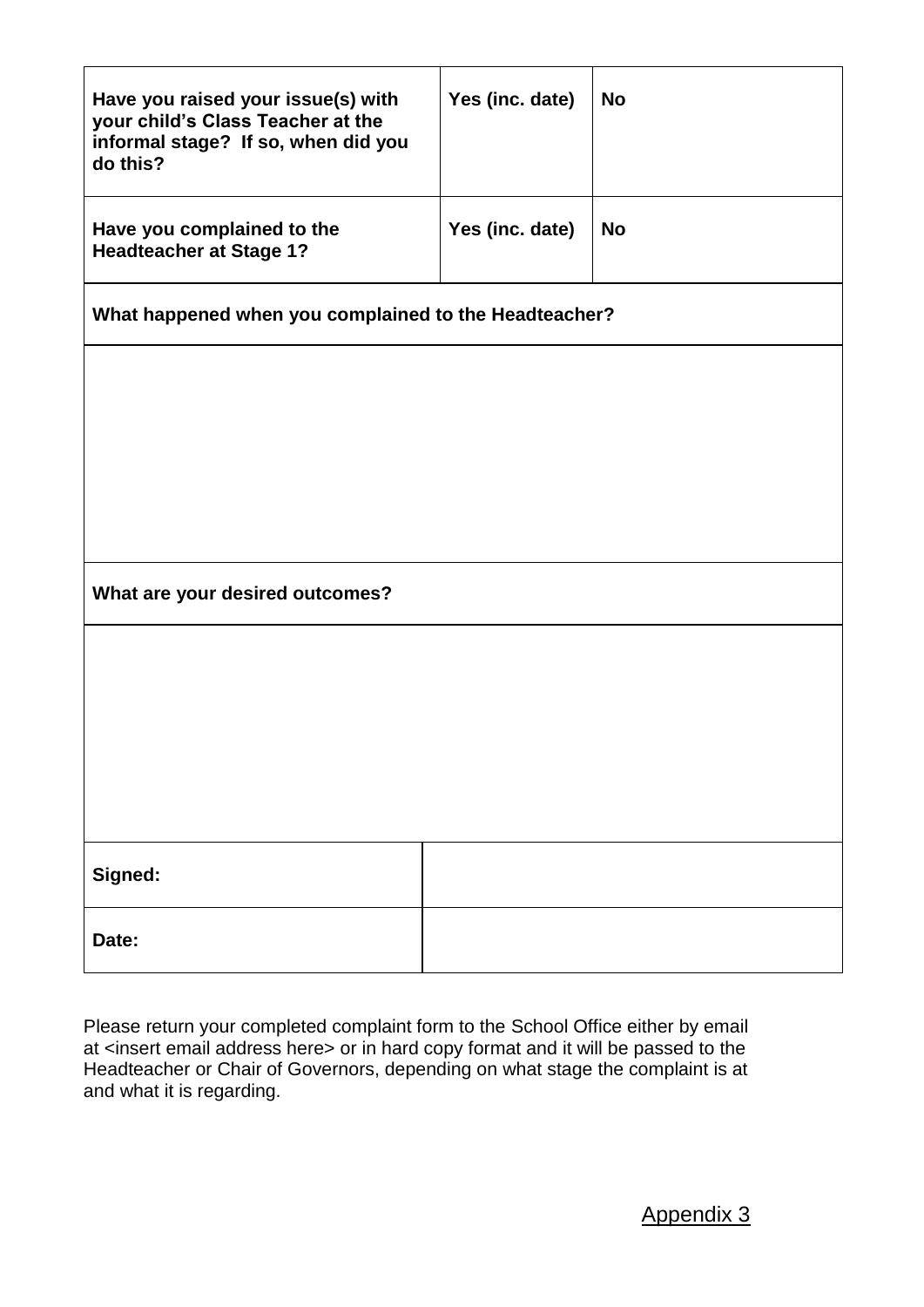| **Have you raised your issue(s) with your child's Class Teacher at the informal stage? If so, when did you do this?** | **Yes (inc. date)** | **No** |
|---|---|---|
| **Have you complained to the Headteacher at Stage 1?** | **Yes (inc. date)** | **No** |

| **What happened when you complained to the Headteacher?** |
|---|
| |

| **What are your desired outcomes?** |
|---|
| |

| **Signed:** | |
|---|---|
| **Date:** | |

Please return your completed complaint form to the School Office either by email at <insert email address here> or in hard copy format and it will be passed to the Headteacher or Chair of Governors, depending on what stage the complaint is at and what it is regarding.

Appendix 3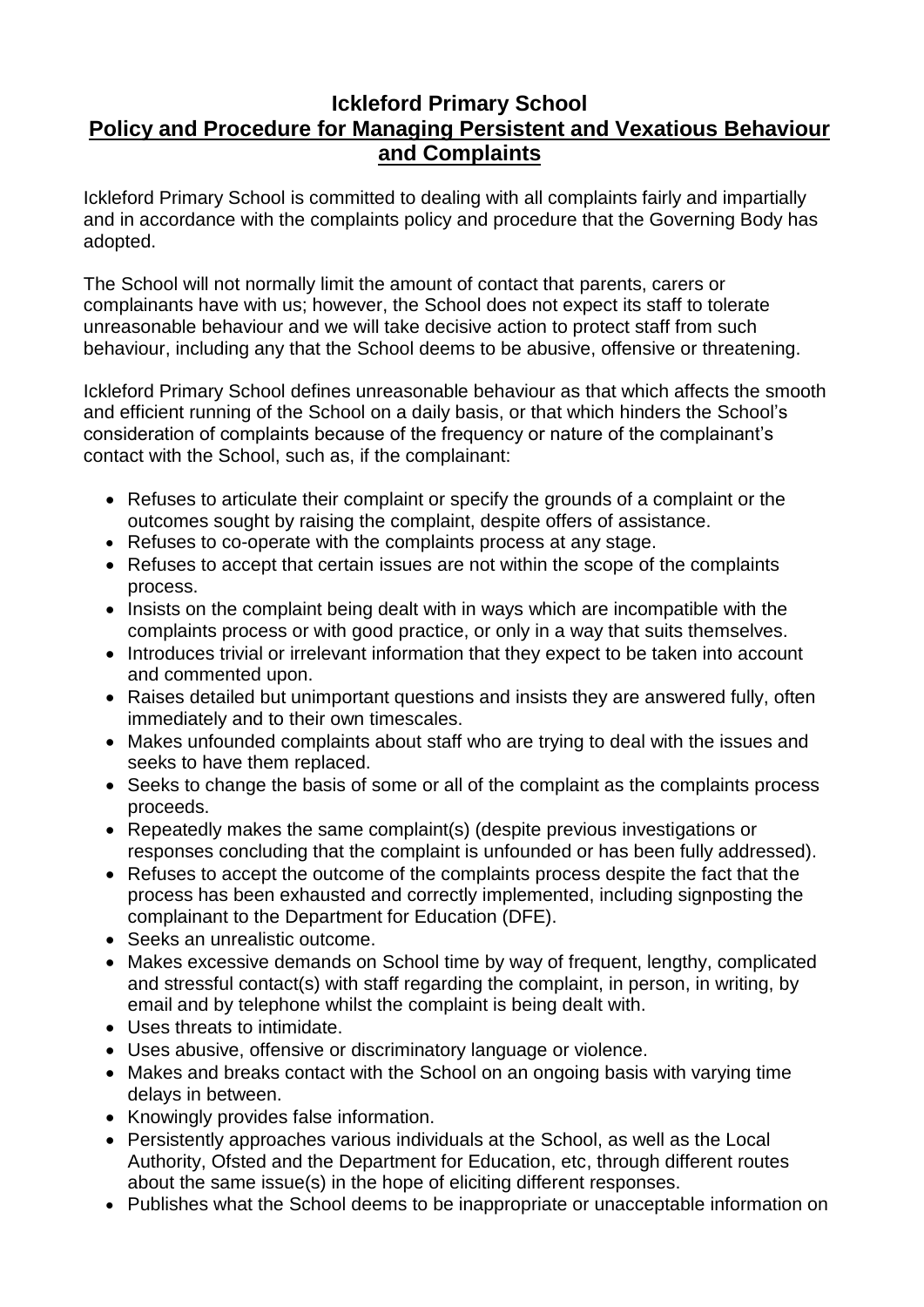# Ickleford Primary School

## Policy and Procedure for Managing Persistent and Vexatious Behaviour and Complaints

Ickleford Primary School is committed to dealing with all complaints fairly and impartially and in accordance with the complaints policy and procedure that the Governing Body has adopted.

The School will not normally limit the amount of contact that parents, carers or complainants have with us; however, the School does not expect its staff to tolerate unreasonable behaviour and we will take decisive action to protect staff from such behaviour, including any that the School deems to be abusive, offensive or threatening.

Ickleford Primary School defines unreasonable behaviour as that which affects the smooth and efficient running of the School on a daily basis, or that which hinders the School's consideration of complaints because of the frequency or nature of the complainant's contact with the School, such as, if the complainant:

- Refuses to articulate their complaint or specify the grounds of a complaint or the outcomes sought by raising the complaint, despite offers of assistance.
- Refuses to co-operate with the complaints process at any stage.
- Refuses to accept that certain issues are not within the scope of the complaints process.
- Insists on the complaint being dealt with in ways which are incompatible with the complaints process or with good practice, or only in a way that suits themselves.
- Introduces trivial or irrelevant information that they expect to be taken into account and commented upon.
- Raises detailed but unimportant questions and insists they are answered fully, often immediately and to their own timescales.
- Makes unfounded complaints about staff who are trying to deal with the issues and seeks to have them replaced.
- Seeks to change the basis of some or all of the complaint as the complaints process proceeds.
- Repeatedly makes the same complaint(s) (despite previous investigations or responses concluding that the complaint is unfounded or has been fully addressed).
- Refuses to accept the outcome of the complaints process despite the fact that the process has been exhausted and correctly implemented, including signposting the complainant to the Department for Education (DFE).
- Seeks an unrealistic outcome.
- Makes excessive demands on School time by way of frequent, lengthy, complicated and stressful contact(s) with staff regarding the complaint, in person, in writing, by email and by telephone whilst the complaint is being dealt with.
- Uses threats to intimidate.
- Uses abusive, offensive or discriminatory language or violence.
- Makes and breaks contact with the School on an ongoing basis with varying time delays in between.
- Knowingly provides false information.
- Persistently approaches various individuals at the School, as well as the Local Authority, Ofsted and the Department for Education, etc, through different routes about the same issue(s) in the hope of eliciting different responses.
- Publishes what the School deems to be inappropriate or unacceptable information on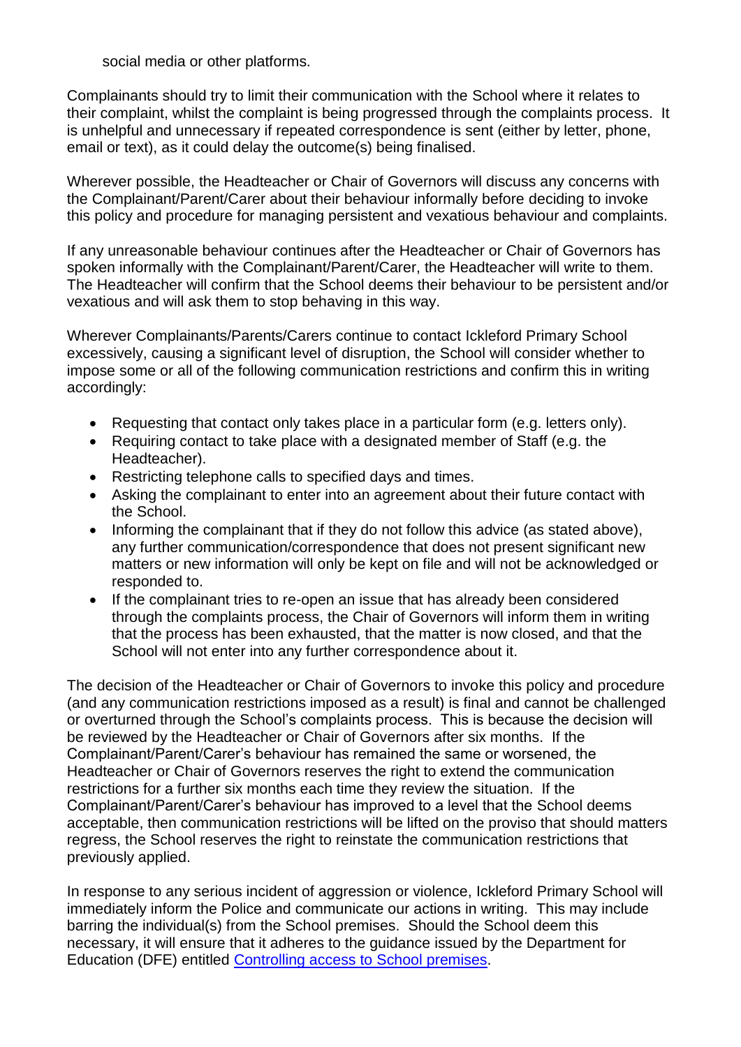social media or other platforms.

Complainants should try to limit their communication with the School where it relates to their complaint, whilst the complaint is being progressed through the complaints process. It is unhelpful and unnecessary if repeated correspondence is sent (either by letter, phone, email or text), as it could delay the outcome(s) being finalised.

Wherever possible, the Headteacher or Chair of Governors will discuss any concerns with the Complainant/Parent/Carer about their behaviour informally before deciding to invoke this policy and procedure for managing persistent and vexatious behaviour and complaints.

If any unreasonable behaviour continues after the Headteacher or Chair of Governors has spoken informally with the Complainant/Parent/Carer, the Headteacher will write to them. The Headteacher will confirm that the School deems their behaviour to be persistent and/or vexatious and will ask them to stop behaving in this way.

Wherever Complainants/Parents/Carers continue to contact Ickleford Primary School excessively, causing a significant level of disruption, the School will consider whether to impose some or all of the following communication restrictions and confirm this in writing accordingly:

- Requesting that contact only takes place in a particular form (e.g. letters only).
- Requiring contact to take place with a designated member of Staff (e.g. the Headteacher).
- Restricting telephone calls to specified days and times.
- Asking the complainant to enter into an agreement about their future contact with the School.
- Informing the complainant that if they do not follow this advice (as stated above), any further communication/correspondence that does not present significant new matters or new information will only be kept on file and will not be acknowledged or responded to.
- If the complainant tries to re-open an issue that has already been considered through the complaints process, the Chair of Governors will inform them in writing that the process has been exhausted, that the matter is now closed, and that the School will not enter into any further correspondence about it.

The decision of the Headteacher or Chair of Governors to invoke this policy and procedure (and any communication restrictions imposed as a result) is final and cannot be challenged or overturned through the School's complaints process. This is because the decision will be reviewed by the Headteacher or Chair of Governors after six months. If the Complainant/Parent/Carer's behaviour has remained the same or worsened, the Headteacher or Chair of Governors reserves the right to extend the communication restrictions for a further six months each time they review the situation. If the Complainant/Parent/Carer's behaviour has improved to a level that the School deems acceptable, then communication restrictions will be lifted on the proviso that should matters regress, the School reserves the right to reinstate the communication restrictions that previously applied.

In response to any serious incident of aggression or violence, Ickleford Primary School will immediately inform the Police and communicate our actions in writing. This may include barring the individual(s) from the School premises. Should the School deem this necessary, it will ensure that it adheres to the guidance issued by the Department for Education (DFE) entitled [Controlling access to School premises](#).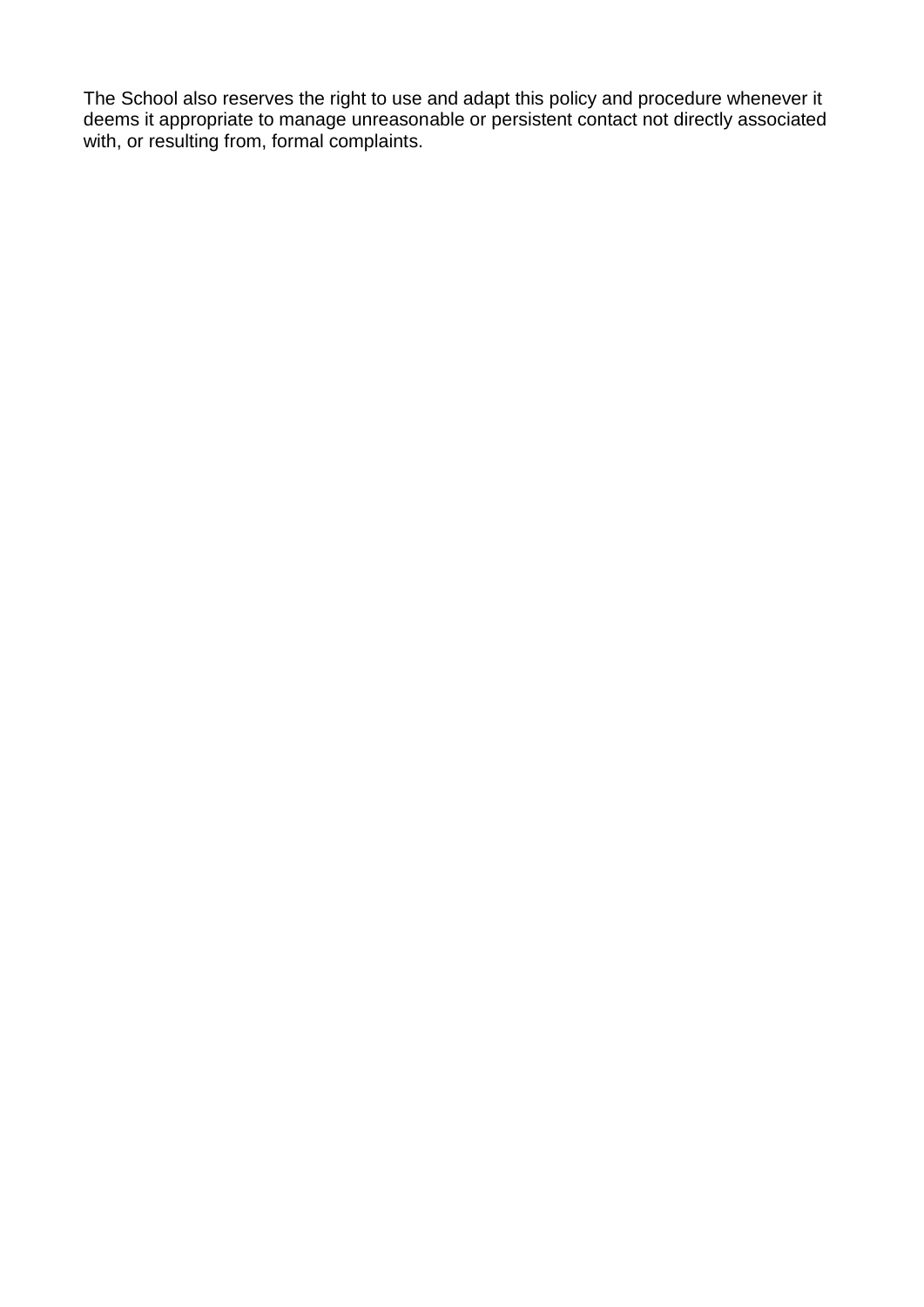The School also reserves the right to use and adapt this policy and procedure whenever it deems it appropriate to manage unreasonable or persistent contact not directly associated with, or resulting from, formal complaints.